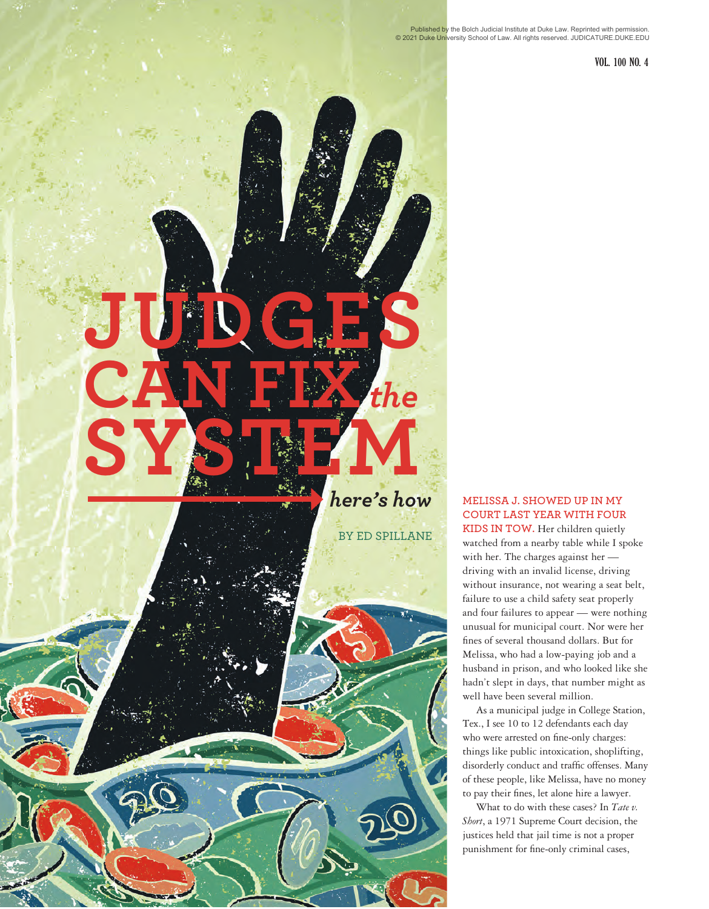# JUDGES CAN FIX *the* SYSTEM

## *here's how*

BY ED SPILLANE

**MELISSA J. SHOWED UP IN MY COURT LAST YEAR WITH FOUR KIDS IN TOW.** Her children quietly watched from a nearby table while I spoke with her. The charges against her — driving with an invalid license, driving without insurance, not wearing a seat belt, failure to use a child safety seat properly and four failures to appear — were nothing unusual for municipal court. Nor were her fines of several thousand dollars. But for Melissa, who had a low-paying job and a husband in prison, and who looked like she hadn't slept in days, that number might as well have been several million.

As a municipal judge in College Station, Tex., I see 10 to 12 defendants each day who were arrested on fine-only charges: things like public intoxication, shoplifting, disorderly conduct and traffic offenses. Many of these people, like Melissa, have no money to pay their fines, let alone hire a lawyer.

What to do with these cases? In *Tate v. Short*, a 1971 Supreme Court decision, the justices held that jail time is not a proper punishment for fine-only criminal cases,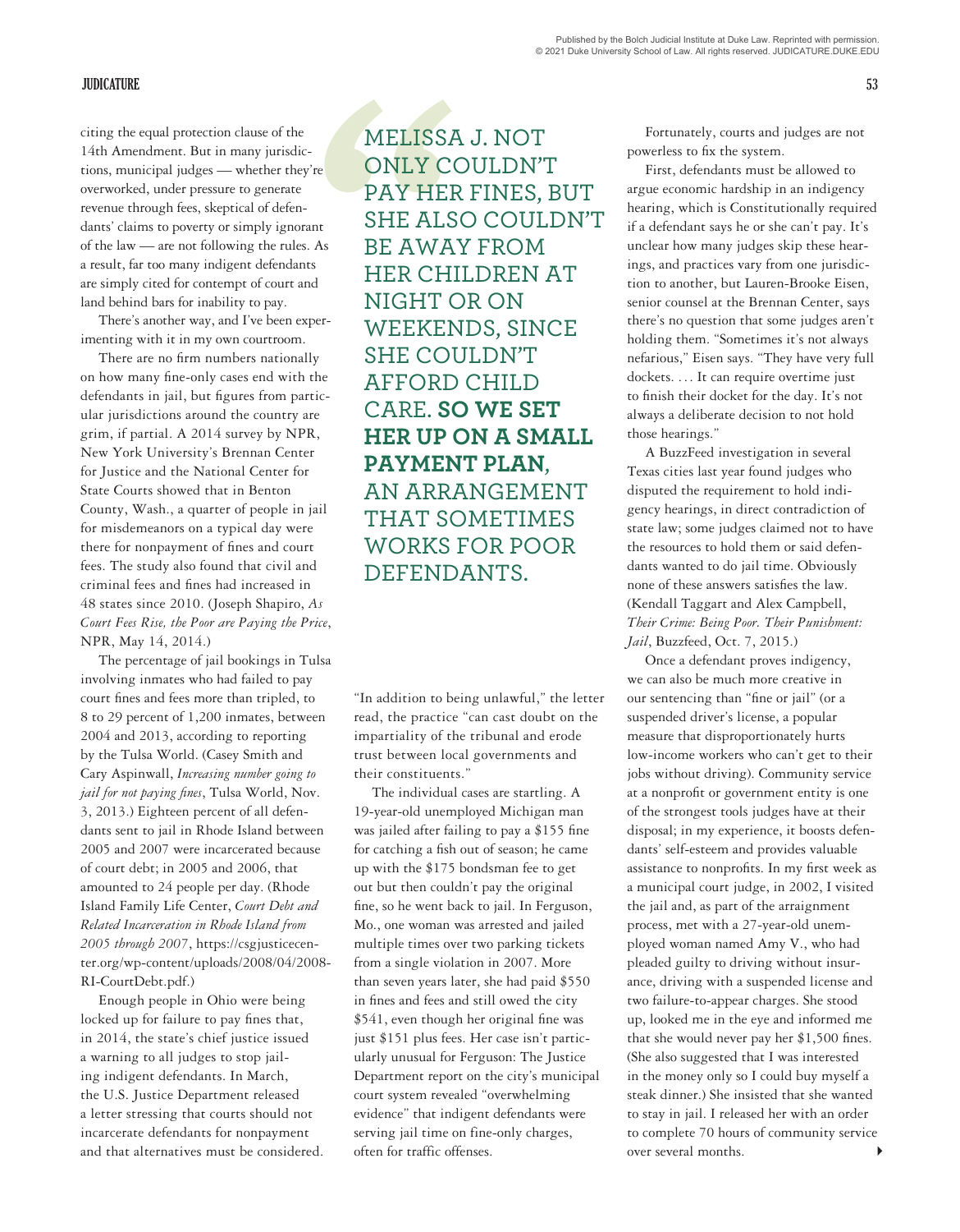citing the equal protection clause of the 14th Amendment. But in many jurisdictions, municipal judges — whether they're overworked, under pressure to generate revenue through fees, skeptical of defendants' claims to poverty or simply ignorant of the law — are not following the rules. As a result, far too many indigent defendants are simply cited for contempt of court and land behind bars for inability to pay.

There's another way, and I've been experimenting with it in my own courtroom.

There are no firm numbers nationally on how many fine-only cases end with the defendants in jail, but figures from particular jurisdictions around the country are grim, if partial. A 2014 survey by NPR, New York University's Brennan Center for Justice and the National Center for State Courts showed that in Benton County, Wash., a quarter of people in jail for misdemeanors on a typical day were there for nonpayment of fines and court fees. The study also found that civil and criminal fees and fines had increased in 48 states since 2010. (Joseph Shapiro, *As Court Fees Rise, the Poor are Paying the Price*, NPR, May 14, 2014.)

The percentage of jail bookings in Tulsa involving inmates who had failed to pay court fines and fees more than tripled, to 8 to 29 percent of 1,200 inmates, between 2004 and 2013, according to reporting by the Tulsa World. (Casey Smith and Cary Aspinwall, *Increasing number going to jail for not paying fines*, Tulsa World, Nov. 3, 2013.) Eighteen percent of all defendants sent to jail in Rhode Island between 2005 and 2007 were incarcerated because of court debt; in 2005 and 2006, that amounted to 24 people per day. (Rhode Island Family Life Center, *Court Debt and Related Incarceration in Rhode Island from 2005 through 2007*, https://csgjusticecenter.org/wp-content/uploads/2008/04/2008-RI-CourtDebt.pdf.)

Enough people in Ohio were being locked up for failure to pay fines that, in 2014, the state's chief justice issued a warning to all judges to stop jailing indigent defendants. In March, the U.S. Justice Department released a letter stressing that courts should not incarcerate defendants for nonpayment and that alternatives must be considered.

> MELISSA J. NOT ONLY COULDN'T PAY HER FINES, BUT SHE ALSO COULDN'T BE AWAY FROM HER CHILDREN AT NIGHT OR ON WEEKENDS, SINCE SHE COULDN'T AFFORD CHILD CARE. **SO WE SET HER UP ON A SMALL PAYMENT PLAN,** AN ARRANGEMENT THAT SOMETIMES WORKS FOR POOR DEFENDANTS.

"In addition to being unlawful," the letter read, the practice "can cast doubt on the impartiality of the tribunal and erode trust between local governments and their constituents."

The individual cases are startling. A 19-year-old unemployed Michigan man was jailed after failing to pay a $155 fine for catching a fish out of season; he came up with the $175 bondsman fee to get out but then couldn't pay the original fine, so he went back to jail. In Ferguson, Mo., one woman was arrested and jailed multiple times over two parking tickets from a single violation in 2007. More than seven years later, she had paid $550 in fines and fees and still owed the city $541, even though her original fine was just $151 plus fees. Her case isn't particularly unusual for Ferguson: The Justice Department report on the city's municipal court system revealed "overwhelming evidence" that indigent defendants were serving jail time on fine-only charges, often for traffic offenses.

Fortunately, courts and judges are not powerless to fix the system.

First, defendants must be allowed to argue economic hardship in an indigency hearing, which is Constitutionally required if a defendant says he or she can't pay. It's unclear how many judges skip these hearings, and practices vary from one jurisdiction to another, but Lauren-Brooke Eisen, senior counsel at the Brennan Center, says there's no question that some judges aren't holding them. "Sometimes it's not always nefarious," Eisen says. "They have very full dockets. . . . It can require overtime just to finish their docket for the day. It's not always a deliberate decision to not hold those hearings."

A BuzzFeed investigation in several Texas cities last year found judges who disputed the requirement to hold indigency hearings, in direct contradiction of state law; some judges claimed not to have the resources to hold them or said defendants wanted to do jail time. Obviously none of these answers satisfies the law. (Kendall Taggart and Alex Campbell, *Their Crime: Being Poor. Their Punishment: Jail*, Buzzfeed, Oct. 7, 2015.)

Once a defendant proves indigency, we can also be much more creative in our sentencing than "fine or jail" (or a suspended driver's license, a popular measure that disproportionately hurts low-income workers who can't get to their jobs without driving). Community service at a nonprofit or government entity is one of the strongest tools judges have at their disposal; in my experience, it boosts defendants' self-esteem and provides valuable assistance to nonprofits. In my first week as a municipal court judge, in 2002, I visited the jail and, as part of the arraignment process, met with a 27-year-old unemployed woman named Amy V., who had pleaded guilty to driving without insurance, driving with a suspended license and two failure-to-appear charges. She stood up, looked me in the eye and informed me that she would never pay her $1,500 fines. (She also suggested that I was interested in the money only so I could buy myself a steak dinner.) She insisted that she wanted to stay in jail. I released her with an order to complete 70 hours of community service over several months.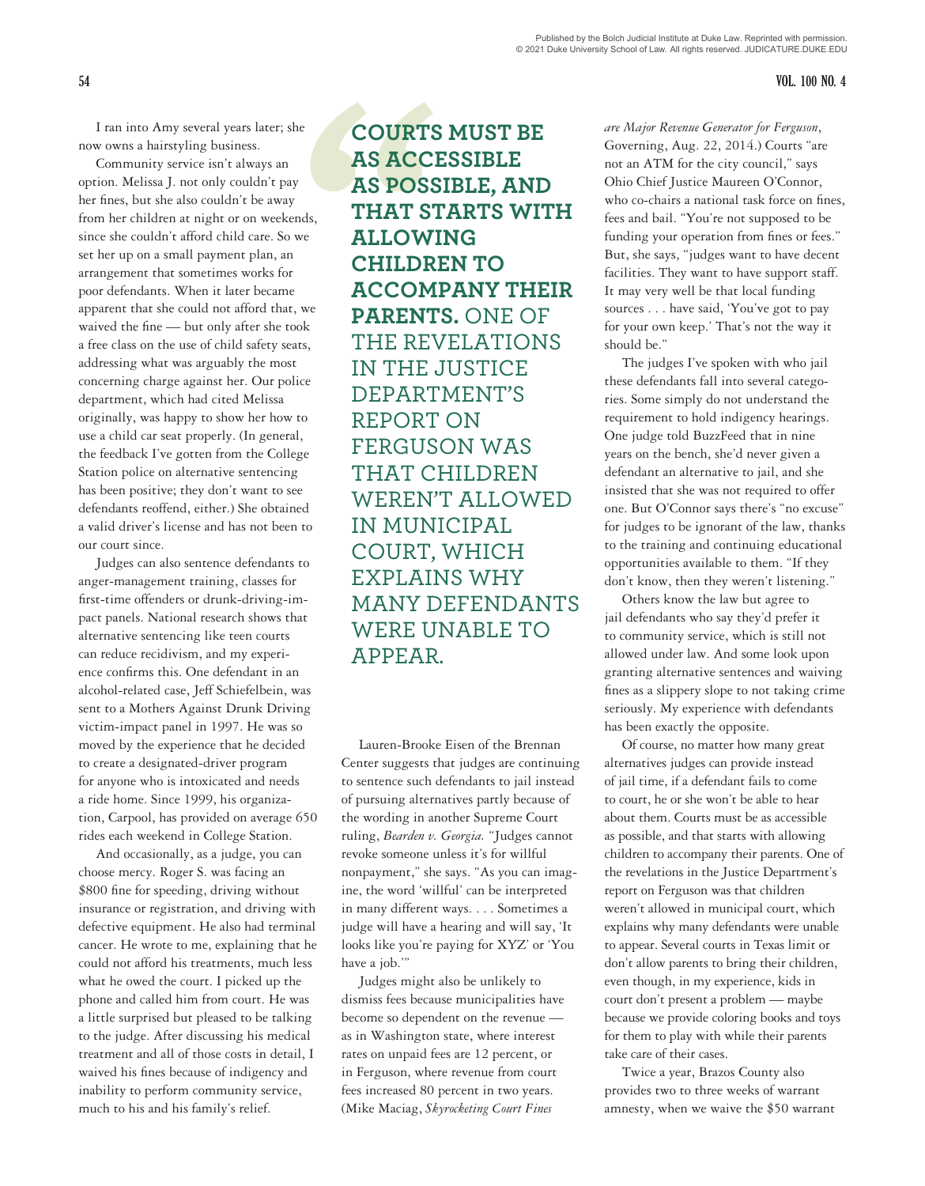I ran into Amy several years later; she now owns a hairstyling business.

Community service isn't always an option. Melissa J. not only couldn't pay her fines, but she also couldn't be away from her children at night or on weekends, since she couldn't afford child care. So we set her up on a small payment plan, an arrangement that sometimes works for poor defendants. When it later became apparent that she could not afford that, we waived the fine — but only after she took a free class on the use of child safety seats, addressing what was arguably the most concerning charge against her. Our police department, which had cited Melissa originally, was happy to show her how to use a child car seat properly. (In general, the feedback I've gotten from the College Station police on alternative sentencing has been positive; they don't want to see defendants reoffend, either.) She obtained a valid driver's license and has not been to our court since.

Judges can also sentence defendants to anger-management training, classes for first-time offenders or drunk-driving-impact panels. National research shows that alternative sentencing like teen courts can reduce recidivism, and my experience confirms this. One defendant in an alcohol-related case, Jeff Schiefelbein, was sent to a Mothers Against Drunk Driving victim-impact panel in 1997. He was so moved by the experience that he decided to create a designated-driver program for anyone who is intoxicated and needs a ride home. Since 1999, his organization, Carpool, has provided on average 650 rides each weekend in College Station.

And occasionally, as a judge, you can choose mercy. Roger S. was facing an $800 fine for speeding, driving without insurance or registration, and driving with defective equipment. He also had terminal cancer. He wrote to me, explaining that he could not afford his treatments, much less what he owed the court. I picked up the phone and called him from court. He was a little surprised but pleased to be talking to the judge. After discussing his medical treatment and all of those costs in detail, I waived his fines because of indigency and inability to perform community service, much to his and his family's relief.

> **COURTS MUST BE AS ACCESSIBLE AS POSSIBLE, AND THAT STARTS WITH ALLOWING CHILDREN TO ACCOMPANY THEIR PARENTS.** ONE OF THE REVELATIONS IN THE JUSTICE DEPARTMENT'S REPORT ON FERGUSON WAS THAT CHILDREN WEREN'T ALLOWED IN MUNICIPAL COURT, WHICH EXPLAINS WHY MANY DEFENDANTS WERE UNABLE TO APPEAR.

Lauren-Brooke Eisen of the Brennan Center suggests that judges are continuing to sentence such defendants to jail instead of pursuing alternatives partly because of the wording in another Supreme Court ruling, *Bearden v. Georgia*. "Judges cannot revoke someone unless it's for willful nonpayment," she says. "As you can imagine, the word 'willful' can be interpreted in many different ways. . . . Sometimes a judge will have a hearing and will say, 'It looks like you're paying for XYZ' or 'You have a job.'"

Judges might also be unlikely to dismiss fees because municipalities have become so dependent on the revenue — as in Washington state, where interest rates on unpaid fees are 12 percent, or in Ferguson, where revenue from court fees increased 80 percent in two years. (Mike Maciag, *Skyrocketing Court Fines are Major Revenue Generator for Ferguson*, Governing, Aug. 22, 2014.) Courts "are not an ATM for the city council," says Ohio Chief Justice Maureen O'Connor, who co-chairs a national task force on fines, fees and bail. "You're not supposed to be funding your operation from fines or fees." But, she says, "judges want to have decent facilities. They want to have support staff. It may very well be that local funding sources . . . have said, 'You've got to pay for your own keep.' That's not the way it should be."

The judges I've spoken with who jail these defendants fall into several categories. Some simply do not understand the requirement to hold indigency hearings. One judge told BuzzFeed that in nine years on the bench, she'd never given a defendant an alternative to jail, and she insisted that she was not required to offer one. But O'Connor says there's "no excuse" for judges to be ignorant of the law, thanks to the training and continuing educational opportunities available to them. "If they don't know, then they weren't listening."

Others know the law but agree to jail defendants who say they'd prefer it to community service, which is still not allowed under law. And some look upon granting alternative sentences and waiving fines as a slippery slope to not taking crime seriously. My experience with defendants has been exactly the opposite.

Of course, no matter how many great alternatives judges can provide instead of jail time, if a defendant fails to come to court, he or she won't be able to hear about them. Courts must be as accessible as possible, and that starts with allowing children to accompany their parents. One of the revelations in the Justice Department's report on Ferguson was that children weren't allowed in municipal court, which explains why many defendants were unable to appear. Several courts in Texas limit or don't allow parents to bring their children, even though, in my experience, kids in court don't present a problem — maybe because we provide coloring books and toys for them to play with while their parents take care of their cases.

Twice a year, Brazos County also provides two to three weeks of warrant amnesty, when we waive the $50 warrant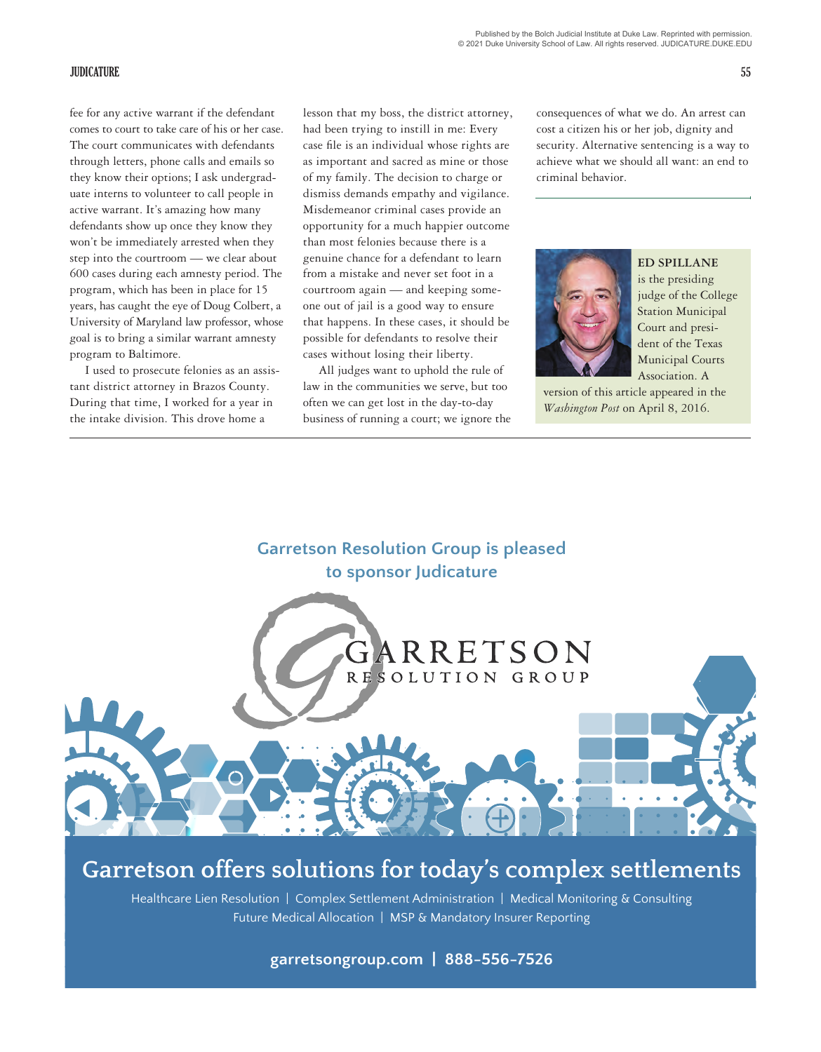fee for any active warrant if the defendant comes to court to take care of his or her case. The court communicates with defendants through letters, phone calls and emails so they know their options; I ask undergraduate interns to volunteer to call people in active warrant. It's amazing how many defendants show up once they know they won't be immediately arrested when they step into the courtroom — we clear about 600 cases during each amnesty period. The program, which has been in place for 15 years, has caught the eye of Doug Colbert, a University of Maryland law professor, whose goal is to bring a similar warrant amnesty program to Baltimore.

I used to prosecute felonies as an assistant district attorney in Brazos County. During that time, I worked for a year in the intake division. This drove home a lesson that my boss, the district attorney, had been trying to instill in me: Every case file is an individual whose rights are as important and sacred as mine or those of my family. The decision to charge or dismiss demands empathy and vigilance. Misdemeanor criminal cases provide an opportunity for a much happier outcome than most felonies because there is a genuine chance for a defendant to learn from a mistake and never set foot in a courtroom again — and keeping someone out of jail is a good way to ensure that happens. In these cases, it should be possible for defendants to resolve their cases without losing their liberty.

All judges want to uphold the rule of law in the communities we serve, but too often we can get lost in the day-to-day business of running a court; we ignore the consequences of what we do. An arrest can cost a citizen his or her job, dignity and security. Alternative sentencing is a way to achieve what we should all want: an end to criminal behavior.

---

**ED SPILLANE** is the presiding judge of the College Station Municipal Court and president of the Texas Municipal Courts Association. A version of this article appeared in the *Washington Post* on April 8, 2016.

---

Garretson Resolution Group is pleased to sponsor Judicature

GARRETSON RESOLUTION GROUP

Garretson offers solutions for today's complex settlements

Healthcare Lien Resolution | Complex Settlement Administration | Medical Monitoring & Consulting
Future Medical Allocation | MSP & Mandatory Insurer Reporting

garretsongroup.com | 888-556-7526